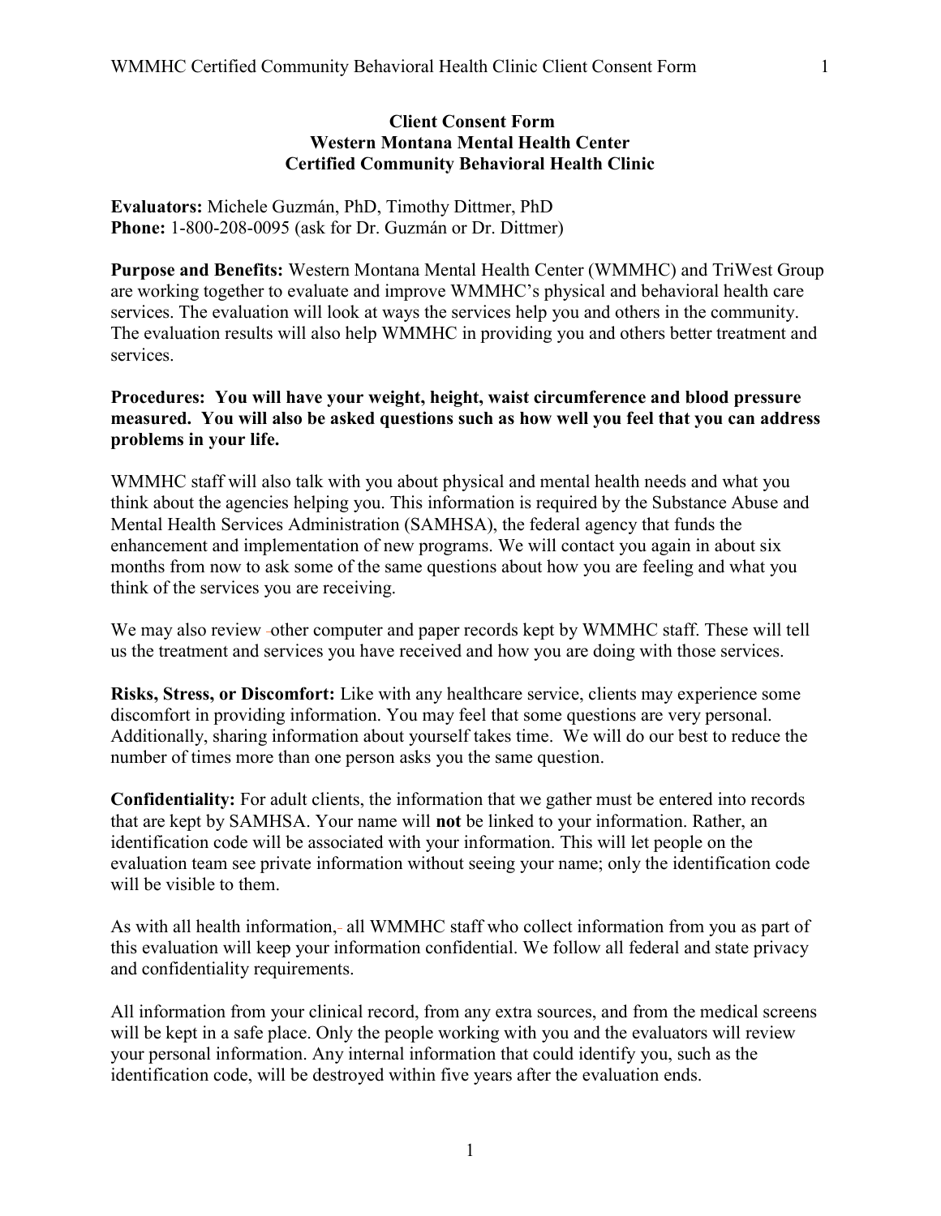# Client Consent Form
## Western Montana Mental Health Center
## Certified Community Behavioral Health Clinic

**Evaluators:** Michele Guzmán, PhD, Timothy Dittmer, PhD
**Phone:** 1-800-208-0095 (ask for Dr. Guzmán or Dr. Dittmer)

**Purpose and Benefits:** Western Montana Mental Health Center (WMMHC) and TriWest Group are working together to evaluate and improve WMMHC's physical and behavioral health care services. The evaluation will look at ways the services help you and others in the community. The evaluation results will also help WMMHC in providing you and others better treatment and services.

**Procedures: You will have your weight, height, waist circumference and blood pressure measured. You will also be asked questions such as how well you feel that you can address problems in your life.**

WMMHC staff will also talk with you about physical and mental health needs and what you think about the agencies helping you. This information is required by the Substance Abuse and Mental Health Services Administration (SAMHSA), the federal agency that funds the enhancement and implementation of new programs. We will contact you again in about six months from now to ask some of the same questions about how you are feeling and what you think of the services you are receiving.

We may also review other computer and paper records kept by WMMHC staff. These will tell us the treatment and services you have received and how you are doing with those services.

**Risks, Stress, or Discomfort:** Like with any healthcare service, clients may experience some discomfort in providing information. You may feel that some questions are very personal. Additionally, sharing information about yourself takes time. We will do our best to reduce the number of times more than one person asks you the same question.

**Confidentiality:** For adult clients, the information that we gather must be entered into records that are kept by SAMHSA. Your name will **not** be linked to your information. Rather, an identification code will be associated with your information. This will let people on the evaluation team see private information without seeing your name; only the identification code will be visible to them.

As with all health information, all WMMHC staff who collect information from you as part of this evaluation will keep your information confidential. We follow all federal and state privacy and confidentiality requirements.

All information from your clinical record, from any extra sources, and from the medical screens will be kept in a safe place. Only the people working with you and the evaluators will review your personal information. Any internal information that could identify you, such as the identification code, will be destroyed within five years after the evaluation ends.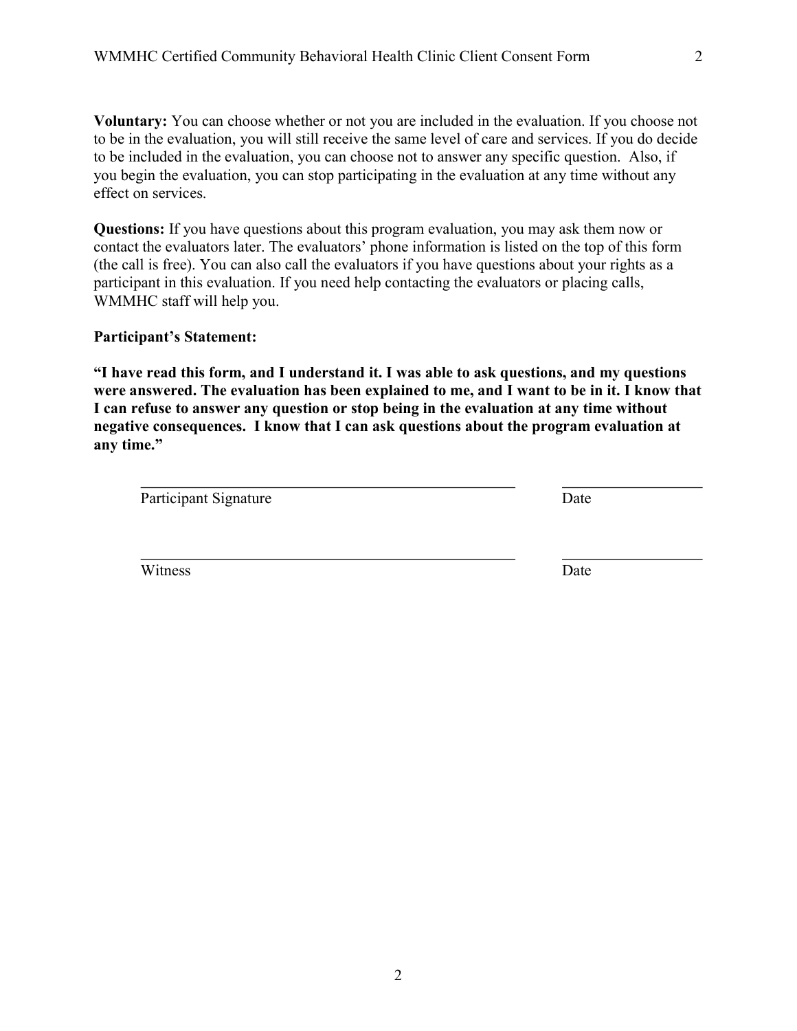**Voluntary:** You can choose whether or not you are included in the evaluation. If you choose not to be in the evaluation, you will still receive the same level of care and services. If you do decide to be included in the evaluation, you can choose not to answer any specific question. Also, if you begin the evaluation, you can stop participating in the evaluation at any time without any effect on services.

**Questions:** If you have questions about this program evaluation, you may ask them now or contact the evaluators later. The evaluators' phone information is listed on the top of this form (the call is free). You can also call the evaluators if you have questions about your rights as a participant in this evaluation. If you need help contacting the evaluators or placing calls, WMMHC staff will help you.

**Participant's Statement:**

**"I have read this form, and I understand it. I was able to ask questions, and my questions were answered. The evaluation has been explained to me, and I want to be in it. I know that I can refuse to answer any question or stop being in the evaluation at any time without negative consequences. I know that I can ask questions about the program evaluation at any time."**

\_\_\_\_\_\_\_\_\_\_\_\_\_\_\_\_\_\_\_\_\_\_\_\_\_\_\_\_\_\_\_\_\_\_\_\_\_\_\_\_ \_\_\_\_\_\_\_\_\_\_\_\_\_\_\_

Participant Signature Date

\_\_\_\_\_\_\_\_\_\_\_\_\_\_\_\_\_\_\_\_\_\_\_\_\_\_\_\_\_\_\_\_\_\_\_\_\_\_\_\_ \_\_\_\_\_\_\_\_\_\_\_\_\_\_\_

Witness Date